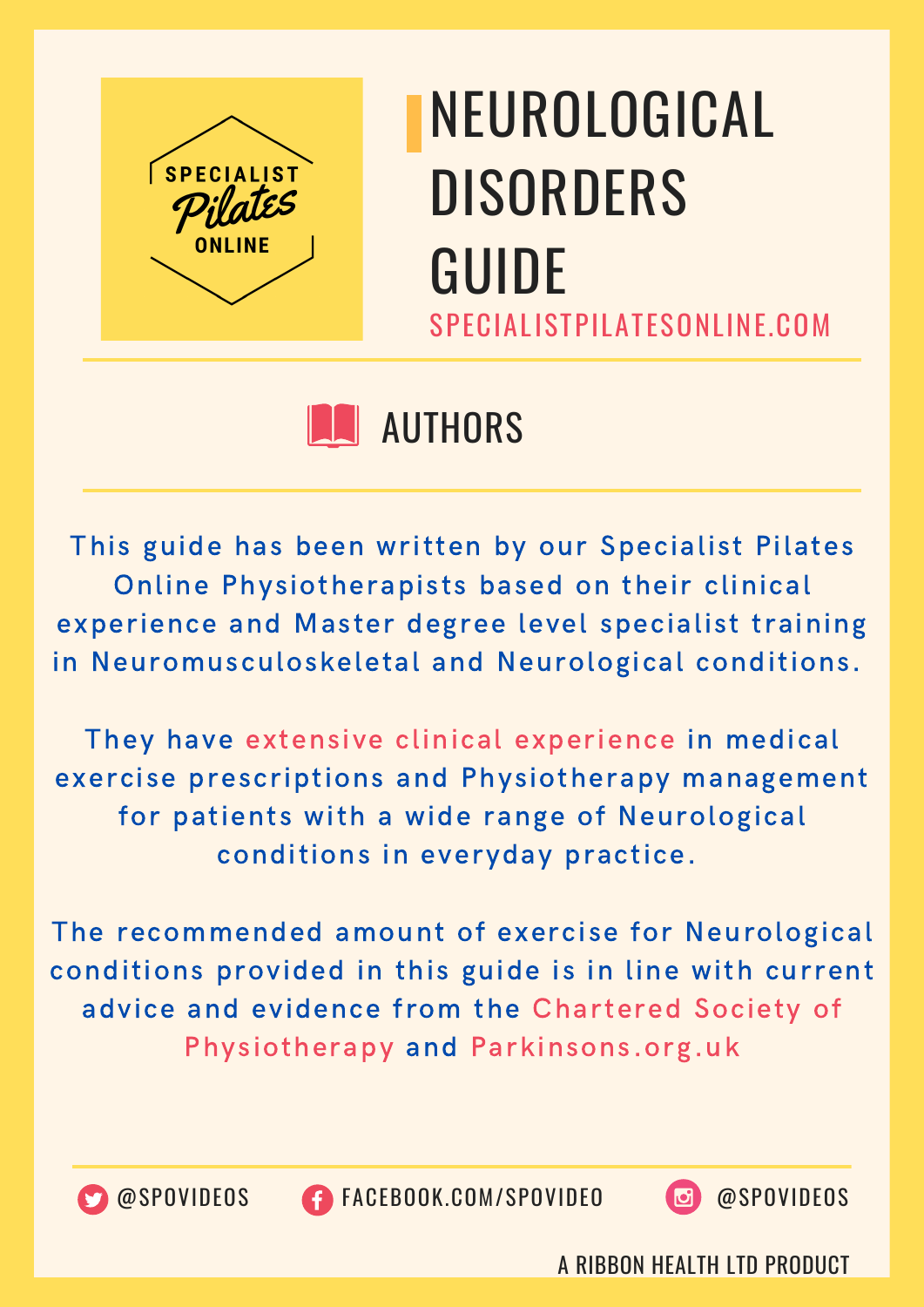SPECIALIST Pilates ONLINE

# NEUROLOGICAL DISORDERS GUIDE

SPECIALISTPILATESONLINE.COM

## AUTHORS

This guide has been written by our Specialist Pilates Online Physiotherapists based on their clinical experience and Master degree level specialist training in Neuromusculoskeletal and Neurological conditions.

They have extensive clinical experience in medical exercise prescriptions and Physiotherapy management for patients with a wide range of Neurological conditions in everyday practice.

The recommended amount of exercise for Neurological conditions provided in this guide is in line with current advice and evidence from the Chartered Society of Physiotherapy and Parkinsons.org.uk

@SPOVIDEOS FACEBOOK.COM/SPOVIDEO @SPOVIDEOS

A RIBBON HEALTH LTD PRODUCT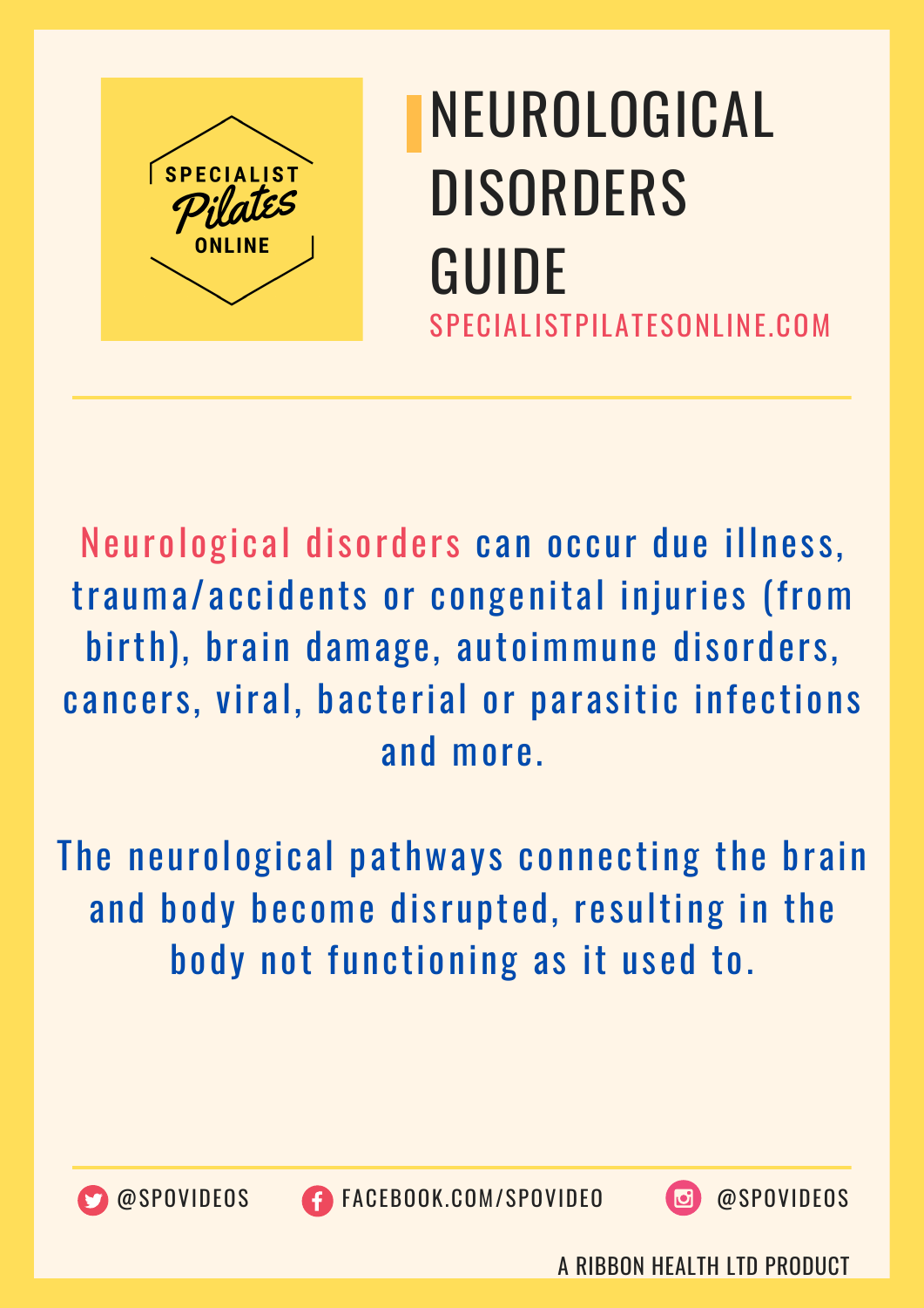SPECIALIST Pilates ONLINE

# NEUROLOGICAL DISORDERS GUIDE

SPECIALISTPILATESONLINE.COM

Neurological disorders can occur due illness, trauma/accidents or congenital injuries (from birth), brain damage, autoimmune disorders, cancers, viral, bacterial or parasitic infections and more.

The neurological pathways connecting the brain and body become disrupted, resulting in the body not functioning as it used to.

@SPOVIDEOS FACEBOOK.COM/SPOVIDEO @SPOVIDEOS

A RIBBON HEALTH LTD PRODUCT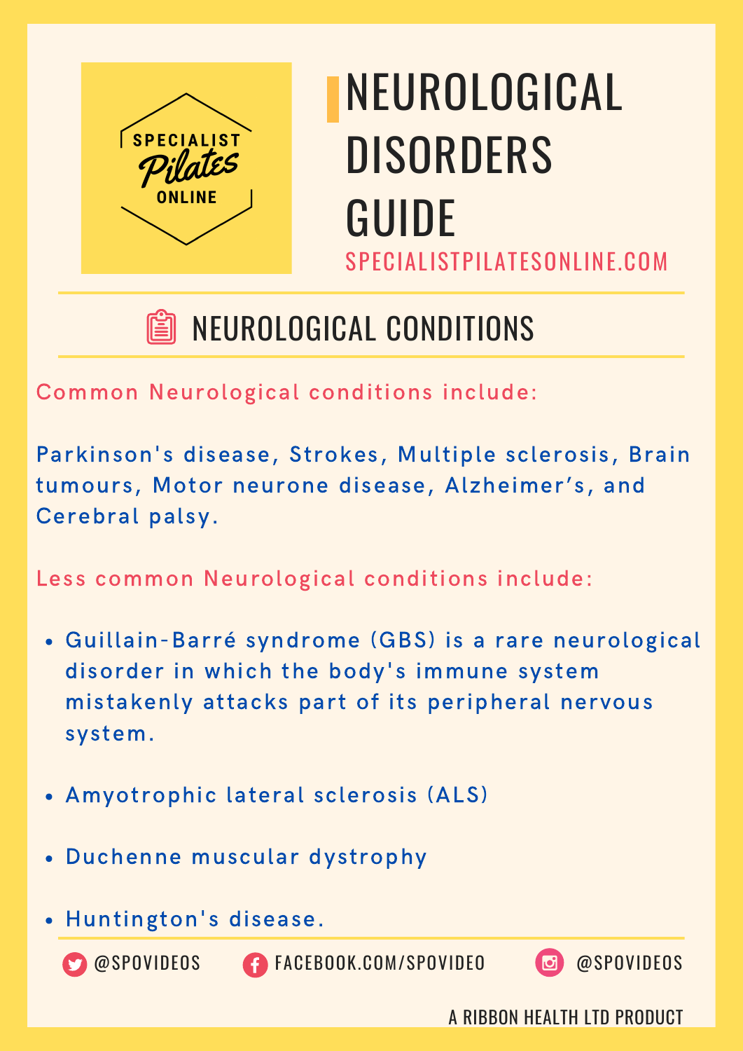SPECIALIST Pilates ONLINE

# NEUROLOGICAL DISORDERS GUIDE

SPECIALISTPILATESONLINE.COM

## NEUROLOGICAL CONDITIONS

Common Neurological conditions include:

Parkinson's disease, Strokes, Multiple sclerosis, Brain tumours, Motor neurone disease, Alzheimer's, and Cerebral palsy.

Less common Neurological conditions include:

- Guillain-Barré syndrome (GBS) is a rare neurological disorder in which the body's immune system mistakenly attacks part of its peripheral nervous system.
- Amyotrophic lateral sclerosis (ALS)
- Duchenne muscular dystrophy
- Huntington's disease.

@SPOVIDEOS FACEBOOK.COM/SPOVIDEO @SPOVIDEOS

A RIBBON HEALTH LTD PRODUCT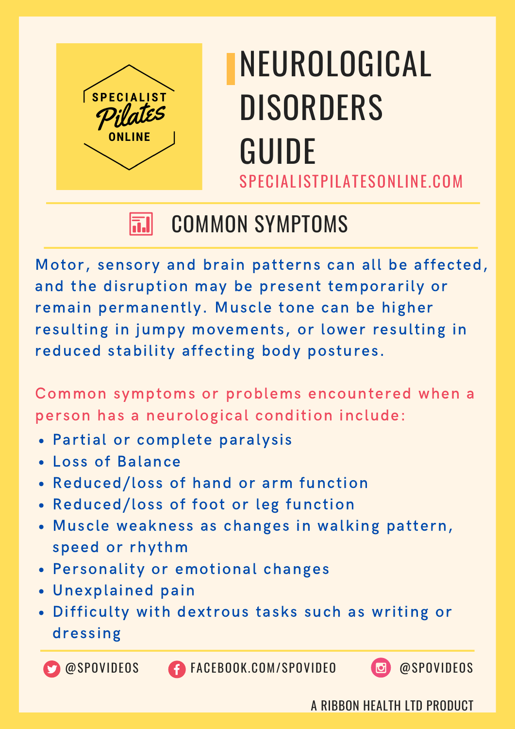SPECIALIST Pilates ONLINE

# NEUROLOGICAL DISORDERS GUIDE

SPECIALISTPILATESONLINE.COM

## COMMON SYMPTOMS

Motor, sensory and brain patterns can all be affected, and the disruption may be present temporarily or remain permanently. Muscle tone can be higher resulting in jumpy movements, or lower resulting in reduced stability affecting body postures.

Common symptoms or problems encountered when a person has a neurological condition include:

- Partial or complete paralysis
- Loss of Balance
- Reduced/loss of hand or arm function
- Reduced/loss of foot or leg function
- Muscle weakness as changes in walking pattern, speed or rhythm
- Personality or emotional changes
- Unexplained pain
- Difficulty with dextrous tasks such as writing or dressing

@SPOVIDEOS FACEBOOK.COM/SPOVIDEO @SPOVIDEOS

A RIBBON HEALTH LTD PRODUCT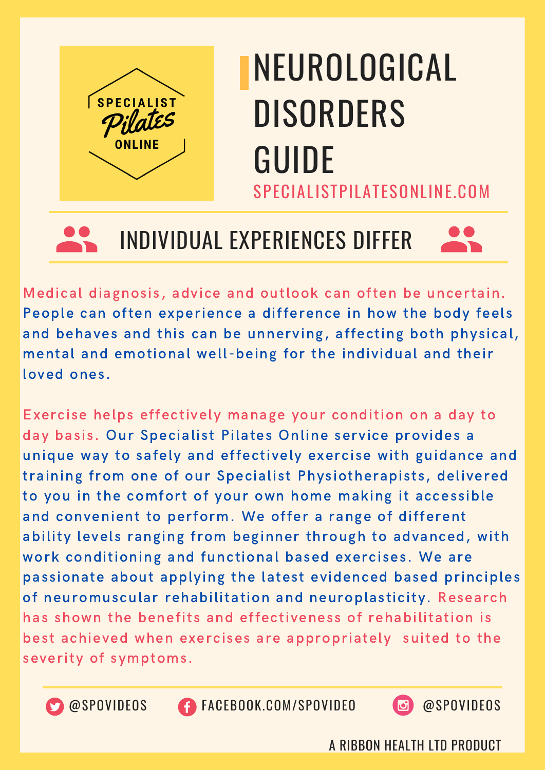SPECIALIST Pilates ONLINE

# NEUROLOGICAL DISORDERS GUIDE

SPECIALISTPILATESONLINE.COM

## INDIVIDUAL EXPERIENCES DIFFER

Medical diagnosis, advice and outlook can often be uncertain. People can often experience a difference in how the body feels and behaves and this can be unnerving, affecting both physical, mental and emotional well-being for the individual and their loved ones.

Exercise helps effectively manage your condition on a day to day basis. Our Specialist Pilates Online service provides a unique way to safely and effectively exercise with guidance and training from one of our Specialist Physiotherapists, delivered to you in the comfort of your own home making it accessible and convenient to perform. We offer a range of different ability levels ranging from beginner through to advanced, with work conditioning and functional based exercises. We are passionate about applying the latest evidenced based principles of neuromuscular rehabilitation and neuroplasticity. Research has shown the benefits and effectiveness of rehabilitation is best achieved when exercises are appropriately suited to the severity of symptoms.

@SPOVIDEOS FACEBOOK.COM/SPOVIDEO @SPOVIDEOS

A RIBBON HEALTH LTD PRODUCT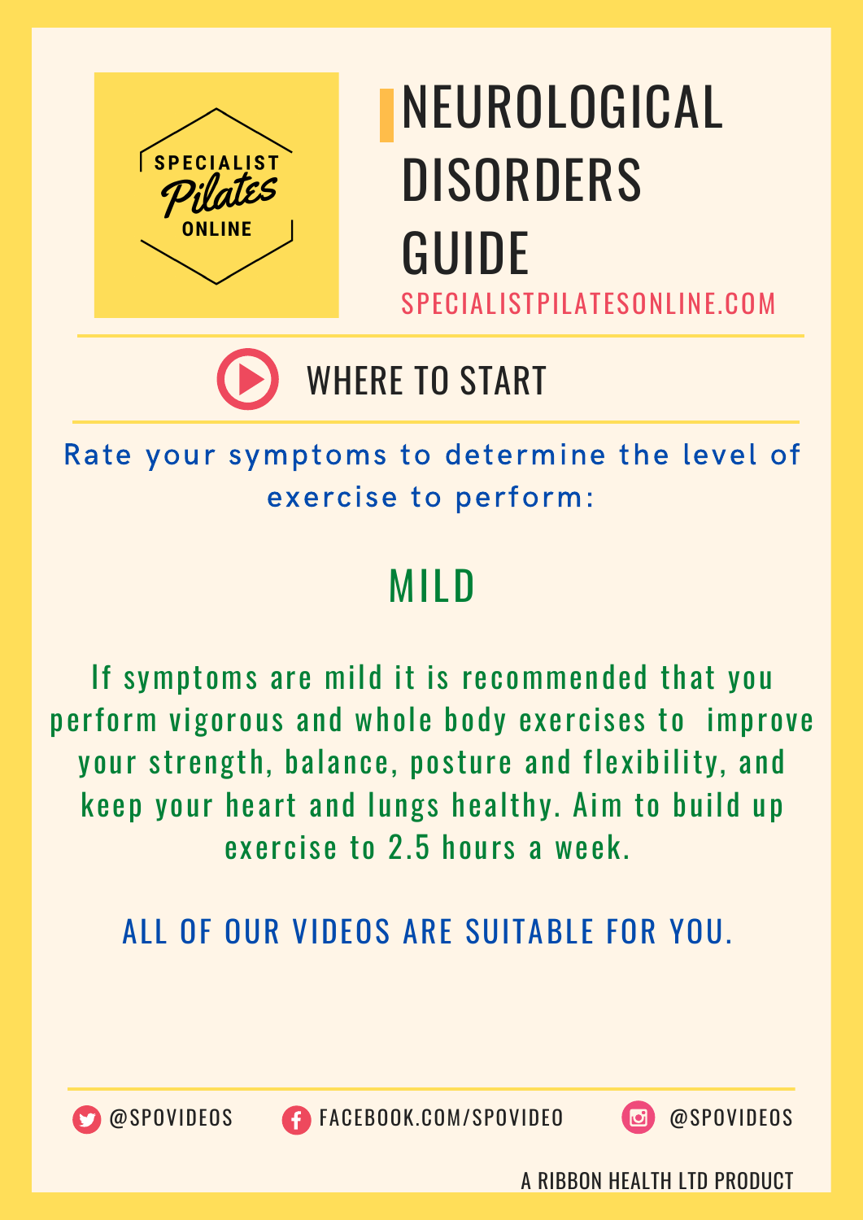# NEUROLOGICAL DISORDERS GUIDE

SPECIALISTPILATESONLINE.COM

## WHERE TO START

Rate your symptoms to determine the level of exercise to perform:

## MILD

If symptoms are mild it is recommended that you perform vigorous and whole body exercises to improve your strength, balance, posture and flexibility, and keep your heart and lungs healthy. Aim to build up exercise to 2.5 hours a week.

ALL OF OUR VIDEOS ARE SUITABLE FOR YOU.

@SPOVIDEOS FACEBOOK.COM/SPOVIDEO @SPOVIDEOS

A RIBBON HEALTH LTD PRODUCT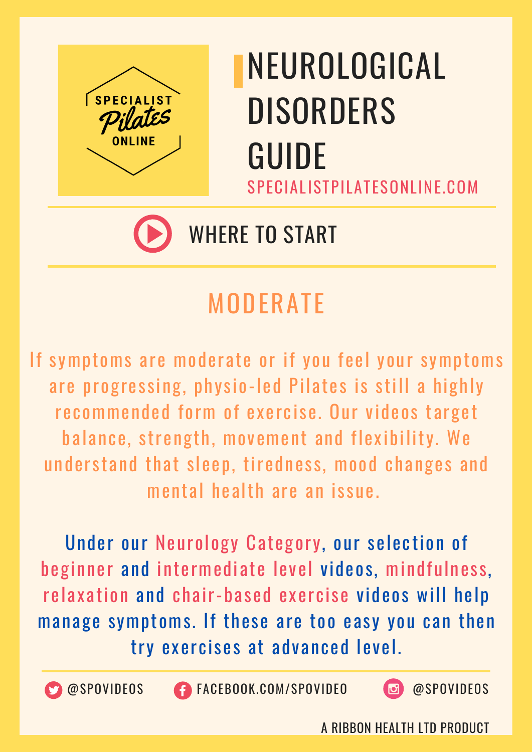SPECIALIST Pilates ONLINE

# NEUROLOGICAL DISORDERS GUIDE

SPECIALISTPILATESONLINE.COM

## WHERE TO START

## MODERATE

If symptoms are moderate or if you feel your symptoms are progressing, physio-led Pilates is still a highly recommended form of exercise. Our videos target balance, strength, movement and flexibility. We understand that sleep, tiredness, mood changes and mental health are an issue.

Under our Neurology Category, our selection of beginner and intermediate level videos, mindfulness, relaxation and chair-based exercise videos will help manage symptoms. If these are too easy you can then try exercises at advanced level.

@SPOVIDEOS FACEBOOK.COM/SPOVIDEO @SPOVIDEOS

A RIBBON HEALTH LTD PRODUCT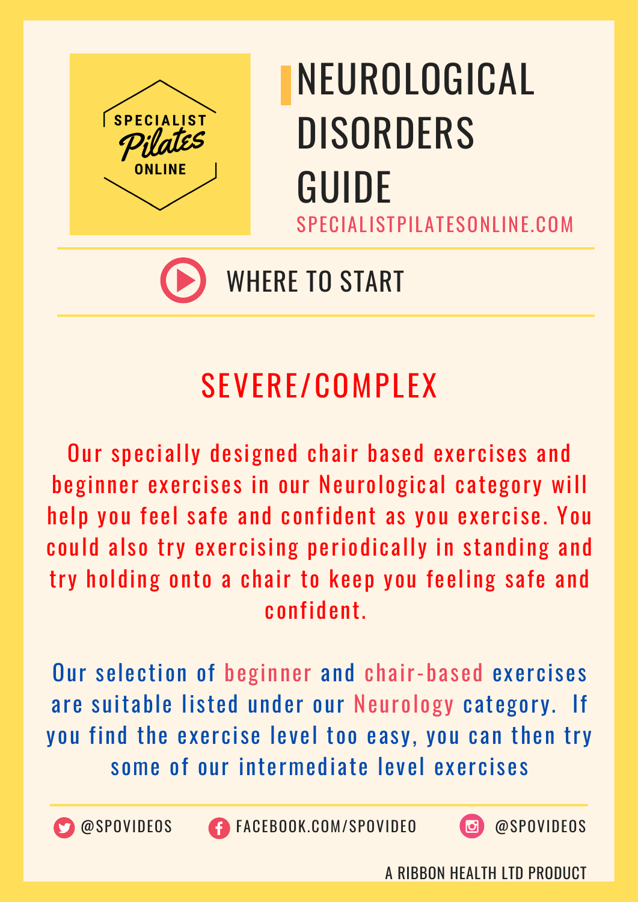SPECIALIST Pilates ONLINE

# NEUROLOGICAL DISORDERS GUIDE

SPECIALISTPILATESONLINE.COM

## WHERE TO START

## SEVERE/COMPLEX

Our specially designed chair based exercises and beginner exercises in our Neurological category will help you feel safe and confident as you exercise. You could also try exercising periodically in standing and try holding onto a chair to keep you feeling safe and confident.

Our selection of beginner and chair-based exercises are suitable listed under our Neurology category. If you find the exercise level too easy, you can then try some of our intermediate level exercises

@SPOVIDEOS FACEBOOK.COM/SPOVIDEO @SPOVIDEOS

A RIBBON HEALTH LTD PRODUCT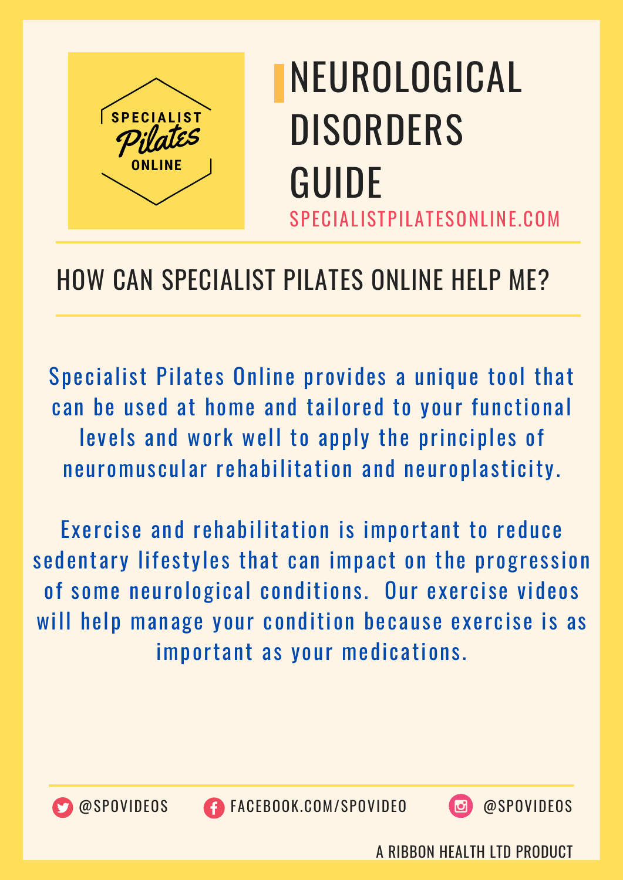SPECIALIST Pilates ONLINE

# NEUROLOGICAL DISORDERS GUIDE

SPECIALISTPILATESONLINE.COM

## HOW CAN SPECIALIST PILATES ONLINE HELP ME?

Specialist Pilates Online provides a unique tool that can be used at home and tailored to your functional levels and work well to apply the principles of neuromuscular rehabilitation and neuroplasticity.

Exercise and rehabilitation is important to reduce sedentary lifestyles that can impact on the progression of some neurological conditions. Our exercise videos will help manage your condition because exercise is as important as your medications.

@SPOVIDEOS FACEBOOK.COM/SPOVIDEO @SPOVIDEOS

A RIBBON HEALTH LTD PRODUCT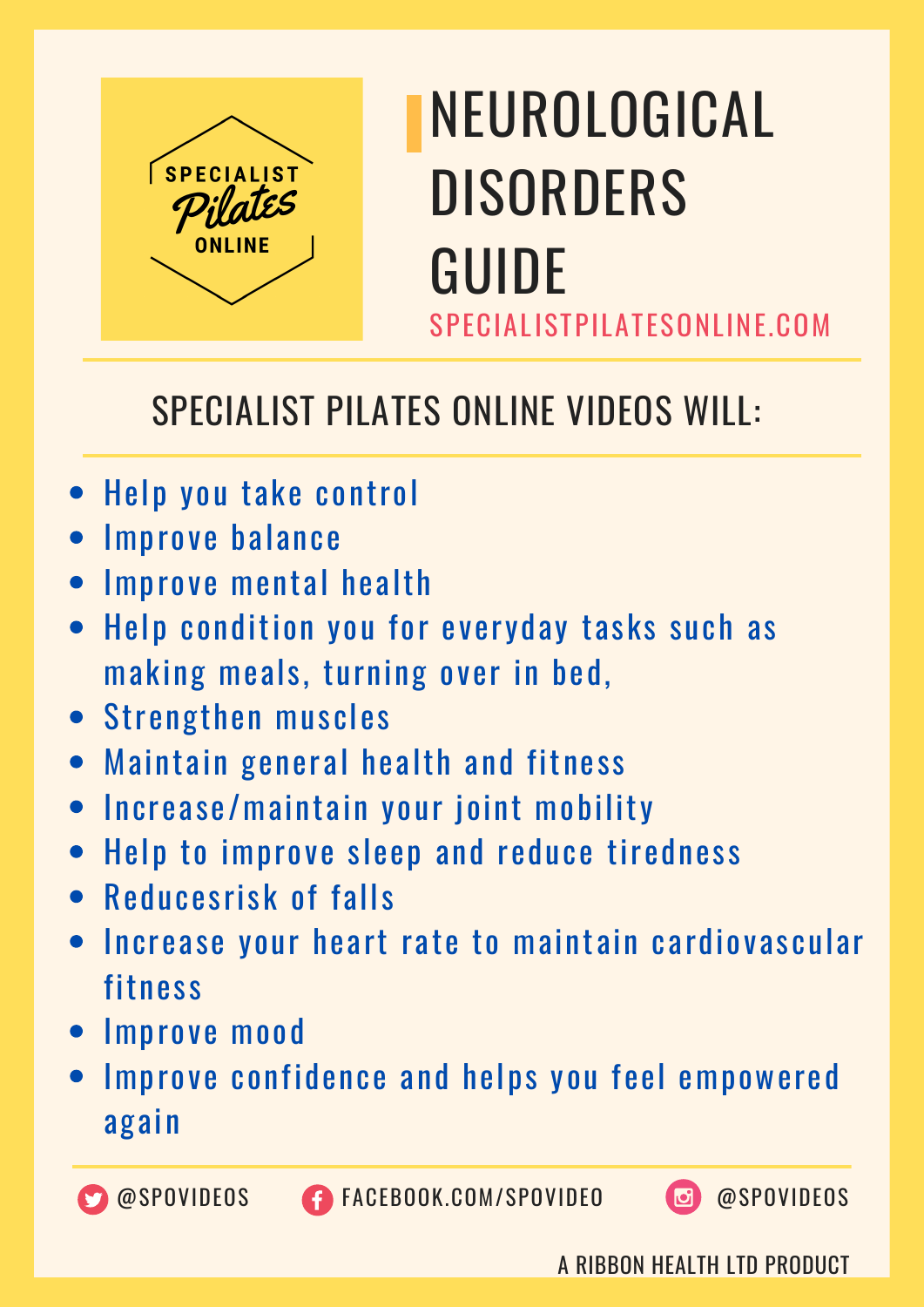SPECIALIST Pilates ONLINE

# NEUROLOGICAL DISORDERS GUIDE

SPECIALISTPILATESONLINE.COM

## SPECIALIST PILATES ONLINE VIDEOS WILL:

- Help you take control
- Improve balance
- Improve mental health
- Help condition you for everyday tasks such as making meals, turning over in bed,
- Strengthen muscles
- Maintain general health and fitness
- Increase/maintain your joint mobility
- Help to improve sleep and reduce tiredness
- Reducesrisk of falls
- Increase your heart rate to maintain cardiovascular fitness
- Improve mood
- Improve confidence and helps you feel empowered again

@SPOVIDEOS FACEBOOK.COM/SPOVIDEO @SPOVIDEOS

A RIBBON HEALTH LTD PRODUCT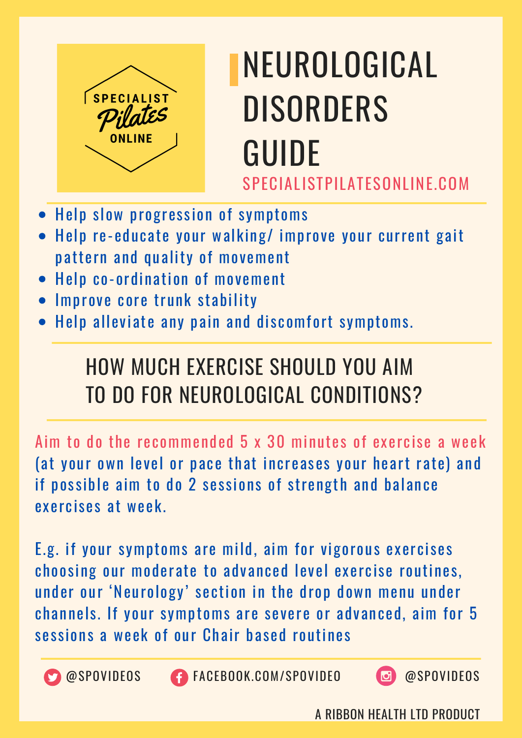SPECIALIST Pilates ONLINE

# NEUROLOGICAL DISORDERS GUIDE

SPECIALISTPILATESONLINE.COM

- Help slow progression of symptoms
- Help re-educate your walking/ improve your current gait pattern and quality of movement
- Help co-ordination of movement
- Improve core trunk stability
- Help alleviate any pain and discomfort symptoms.

## HOW MUCH EXERCISE SHOULD YOU AIM TO DO FOR NEUROLOGICAL CONDITIONS?

Aim to do the recommended 5 x 30 minutes of exercise a week (at your own level or pace that increases your heart rate) and if possible aim to do 2 sessions of strength and balance exercises at week.

E.g. if your symptoms are mild, aim for vigorous exercises choosing our moderate to advanced level exercise routines, under our 'Neurology' section in the drop down menu under channels. If your symptoms are severe or advanced, aim for 5 sessions a week of our Chair based routines

@SPOVIDEOS FACEBOOK.COM/SPOVIDEO @SPOVIDEOS

A RIBBON HEALTH LTD PRODUCT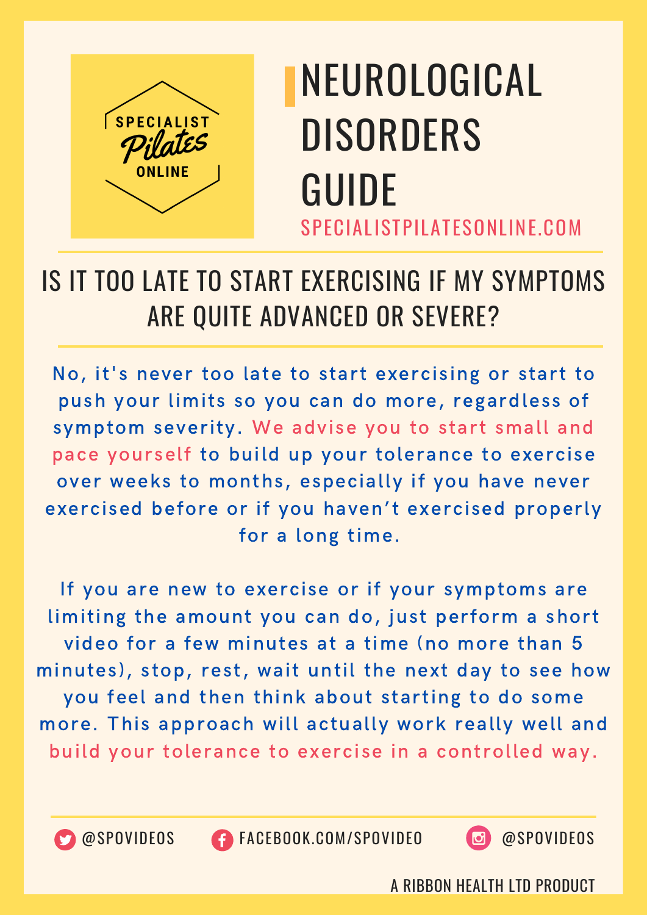SPECIALIST Pilates ONLINE

# NEUROLOGICAL DISORDERS GUIDE

SPECIALISTPILATESONLINE.COM

## IS IT TOO LATE TO START EXERCISING IF MY SYMPTOMS ARE QUITE ADVANCED OR SEVERE?

No, it's never too late to start exercising or start to push your limits so you can do more, regardless of symptom severity. We advise you to start small and pace yourself to build up your tolerance to exercise over weeks to months, especially if you have never exercised before or if you haven't exercised properly for a long time.

If you are new to exercise or if your symptoms are limiting the amount you can do, just perform a short video for a few minutes at a time (no more than 5 minutes), stop, rest, wait until the next day to see how you feel and then think about starting to do some more. This approach will actually work really well and build your tolerance to exercise in a controlled way.

@SPOVIDEOS FACEBOOK.COM/SPOVIDEO @SPOVIDEOS

A RIBBON HEALTH LTD PRODUCT